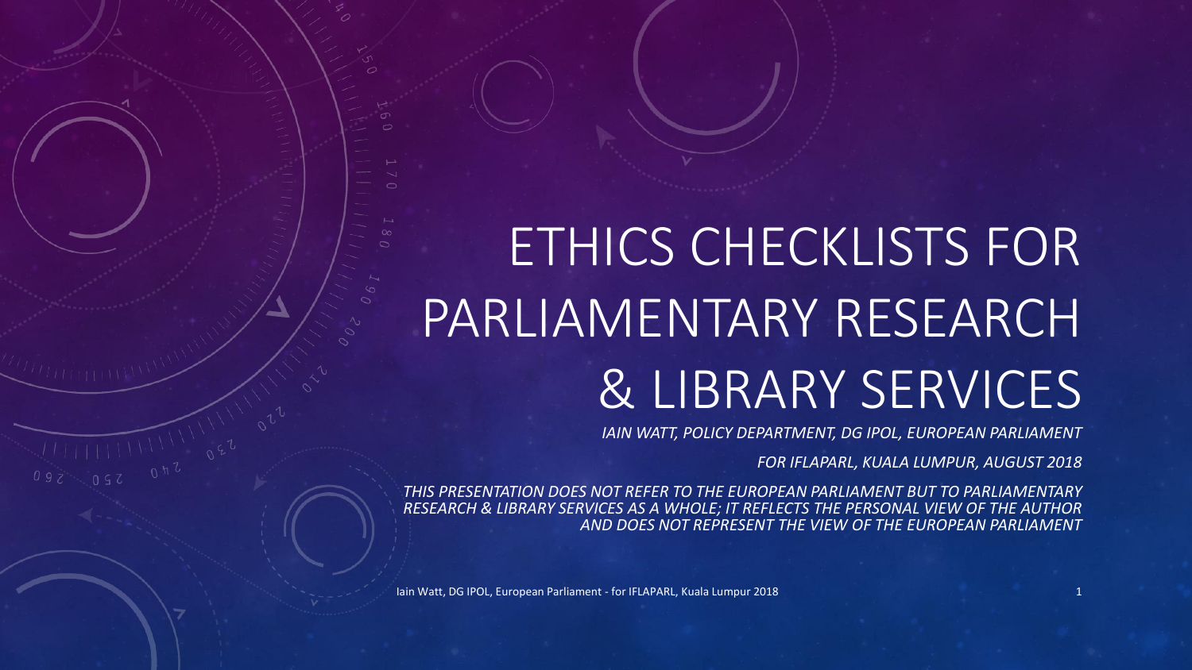# ETHICS CHECKLISTS FOR PARLIAMENTARY RESEARCH & LIBRARY SERVICES

*IAIN WATT, POLICY DEPARTMENT, DG IPOL, EUROPEAN PARLIAMENT*

*FOR IFLAPARL, KUALA LUMPUR, AUGUST 2018*

*THIS PRESENTATION DOES NOT REFER TO THE EUROPEAN PARLIAMENT BUT TO PARLIAMENTARY RESEARCH & LIBRARY SERVICES AS A WHOLE; IT REFLECTS THE PERSONAL VIEW OF THE AUTHOR AND DOES NOT REPRESENT THE VIEW OF THE EUROPEAN PARLIAMENT*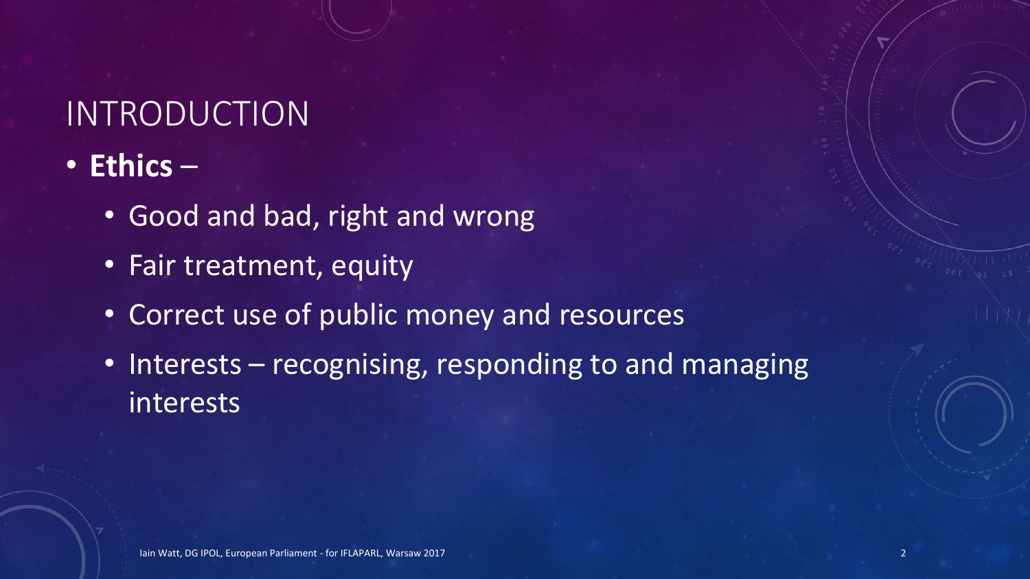# INTRODUCTION

- **Ethics** –
  - Good and bad, right and wrong
  - Fair treatment, equity
  - Correct use of public money and resources
  - Interests – recognising, responding to and managing interests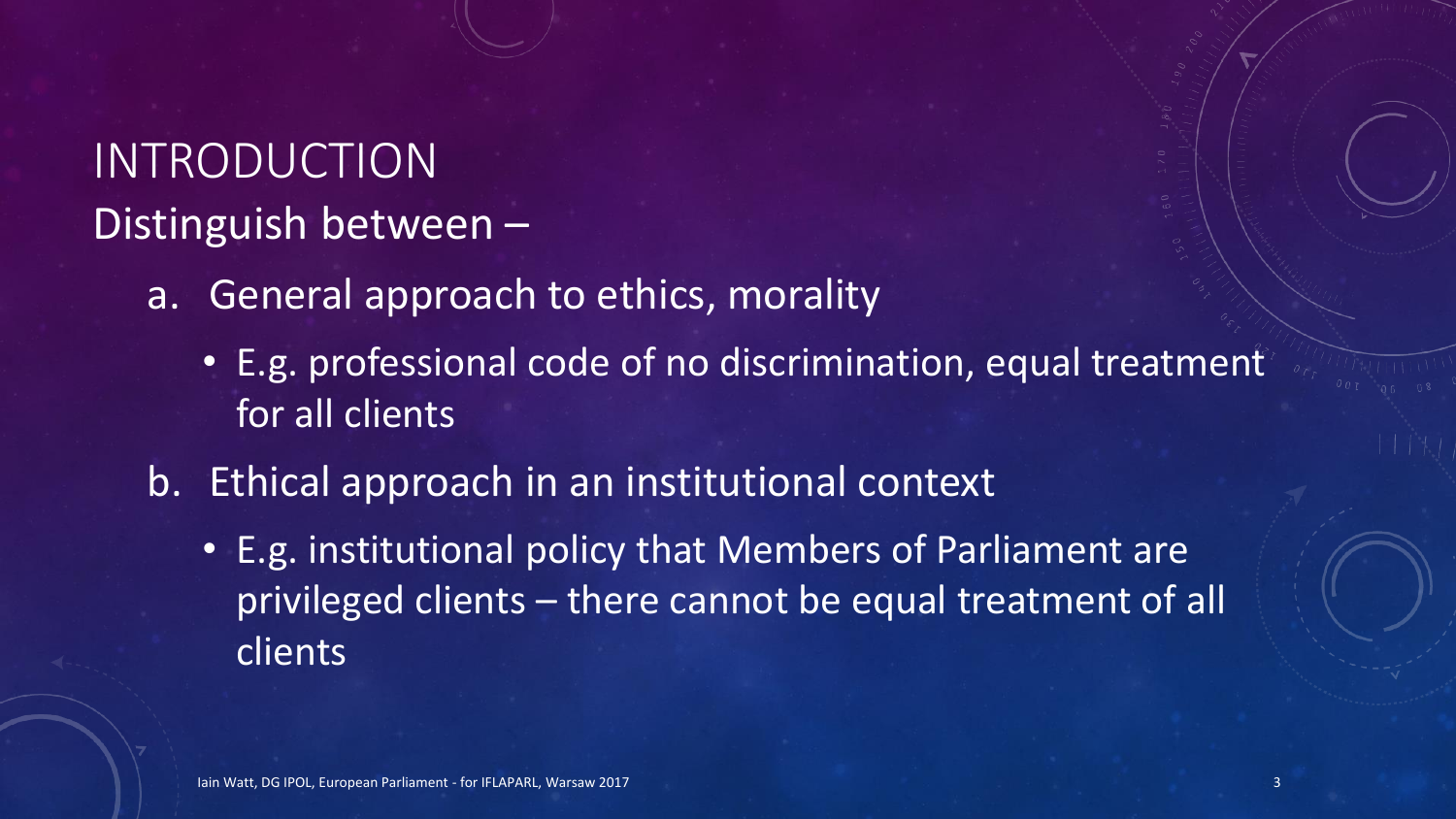# INTRODUCTION

Distinguish between –

a. General approach to ethics, morality
   - E.g. professional code of no discrimination, equal treatment for all clients

b. Ethical approach in an institutional context
   - E.g. institutional policy that Members of Parliament are privileged clients – there cannot be equal treatment of all clients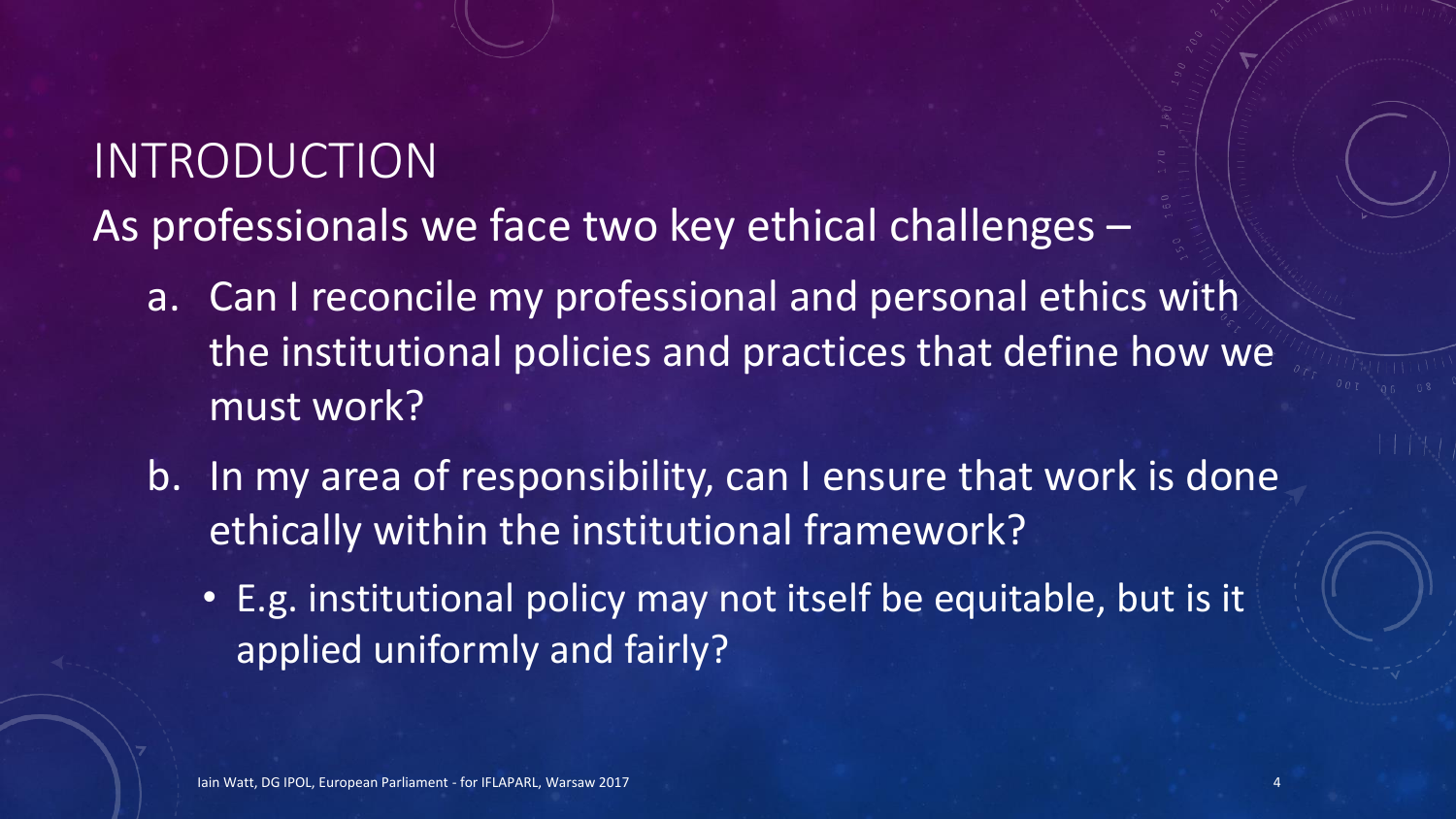# INTRODUCTION

As professionals we face two key ethical challenges –

a. Can I reconcile my professional and personal ethics with the institutional policies and practices that define how we must work?

b. In my area of responsibility, can I ensure that work is done ethically within the institutional framework?

   - E.g. institutional policy may not itself be equitable, but is it applied uniformly and fairly?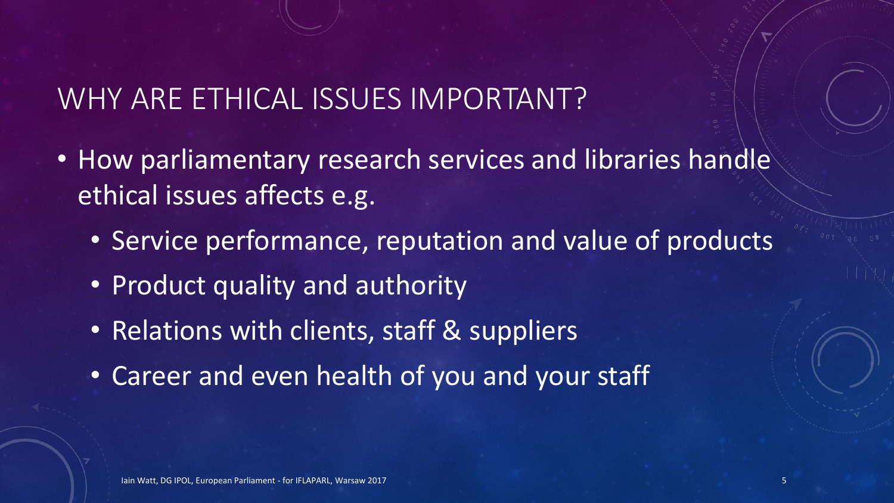# WHY ARE ETHICAL ISSUES IMPORTANT?

- How parliamentary research services and libraries handle ethical issues affects e.g.
  - Service performance, reputation and value of products
  - Product quality and authority
  - Relations with clients, staff & suppliers
  - Career and even health of you and your staff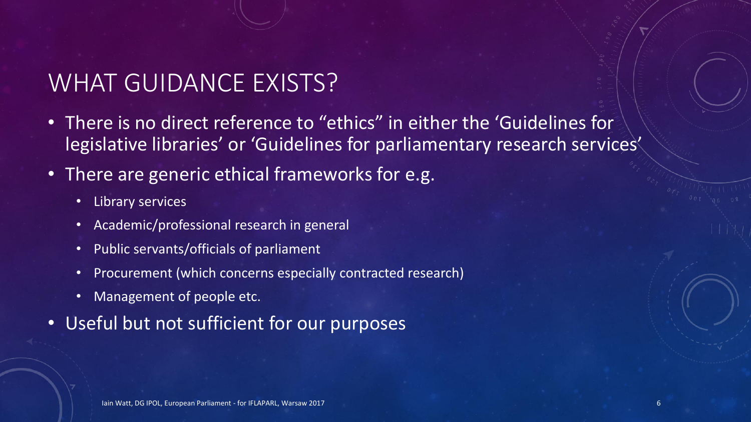# WHAT GUIDANCE EXISTS?

- There is no direct reference to “ethics” in either the ‘Guidelines for legislative libraries’ or ‘Guidelines for parliamentary research services’
- There are generic ethical frameworks for e.g.
  - Library services
  - Academic/professional research in general
  - Public servants/officials of parliament
  - Procurement (which concerns especially contracted research)
  - Management of people etc.
- Useful but not sufficient for our purposes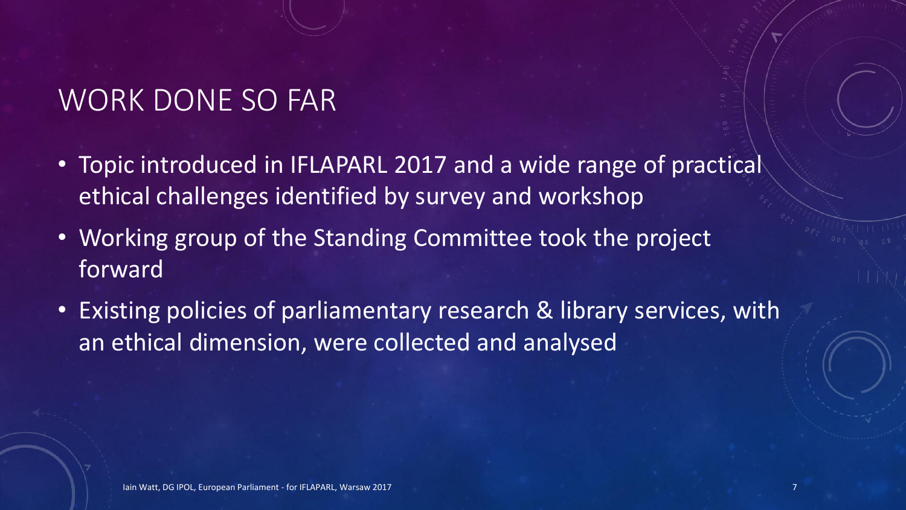# WORK DONE SO FAR

- Topic introduced in IFLAPARL 2017 and a wide range of practical ethical challenges identified by survey and workshop
- Working group of the Standing Committee took the project forward
- Existing policies of parliamentary research & library services, with an ethical dimension, were collected and analysed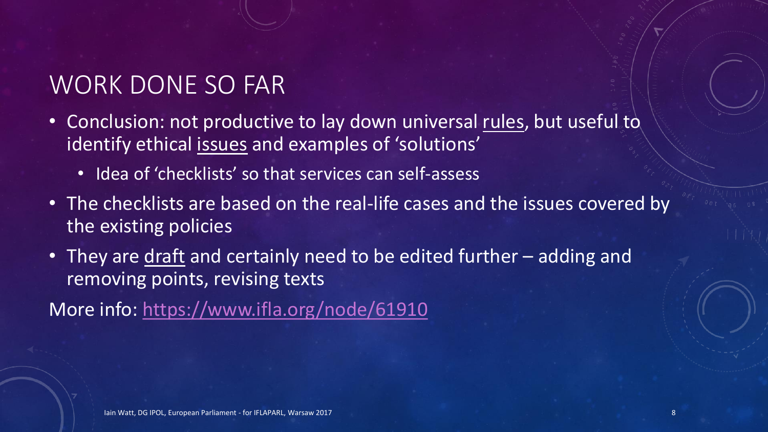# WORK DONE SO FAR

- Conclusion: not productive to lay down universal rules, but useful to identify ethical issues and examples of 'solutions'
  - Idea of 'checklists' so that services can self-assess
- The checklists are based on the real-life cases and the issues covered by the existing policies
- They are draft and certainly need to be edited further – adding and removing points, revising texts

More info: https://www.ifla.org/node/61910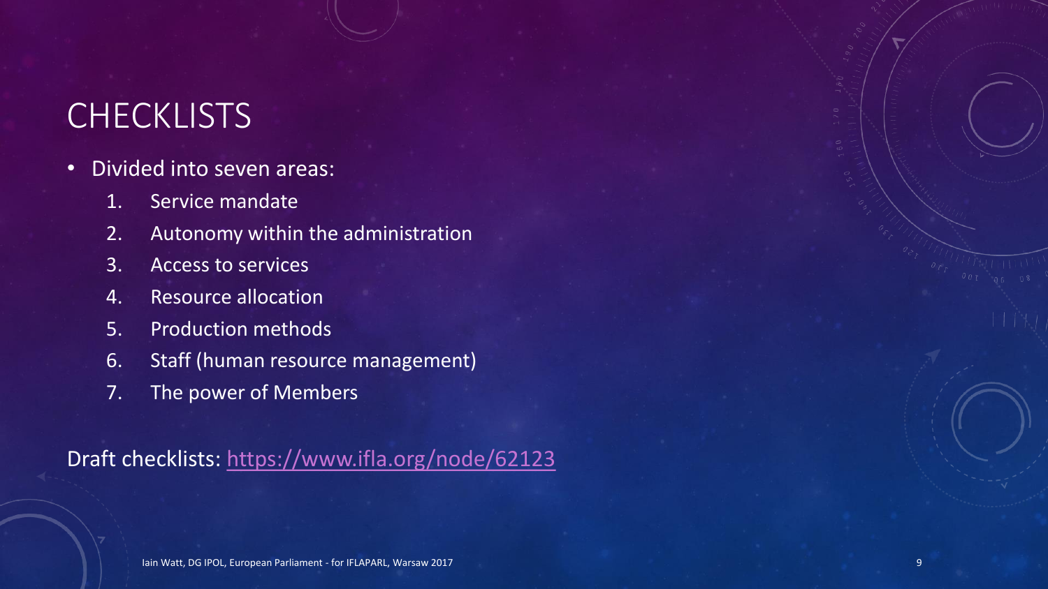# CHECKLISTS

- Divided into seven areas:
    1. Service mandate
    2. Autonomy within the administration
    3. Access to services
    4. Resource allocation
    5. Production methods
    6. Staff (human resource management)
    7. The power of Members

Draft checklists: [https://www.ifla.org/node/62123](https://www.ifla.org/node/62123)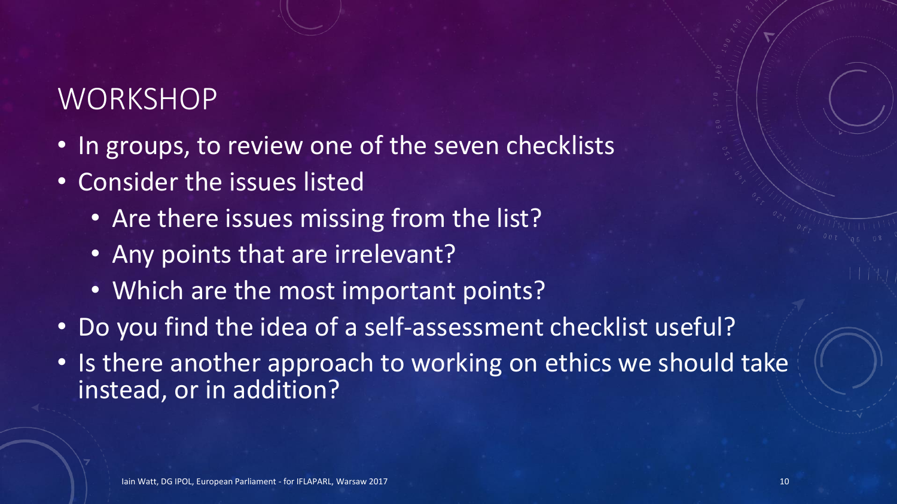# WORKSHOP

- In groups, to review one of the seven checklists
- Consider the issues listed
  - Are there issues missing from the list?
  - Any points that are irrelevant?
  - Which are the most important points?
- Do you find the idea of a self-assessment checklist useful?
- Is there another approach to working on ethics we should take instead, or in addition?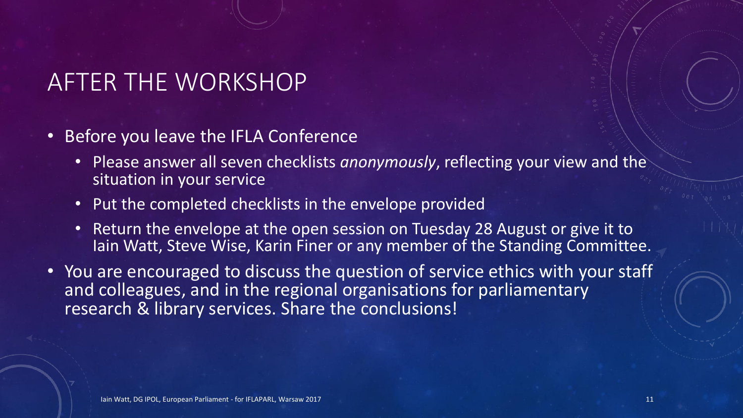# AFTER THE WORKSHOP

- Before you leave the IFLA Conference
  - Please answer all seven checklists *anonymously*, reflecting your view and the situation in your service
  - Put the completed checklists in the envelope provided
  - Return the envelope at the open session on Tuesday 28 August or give it to Iain Watt, Steve Wise, Karin Finer or any member of the Standing Committee.
- You are encouraged to discuss the question of service ethics with your staff and colleagues, and in the regional organisations for parliamentary research & library services. Share the conclusions!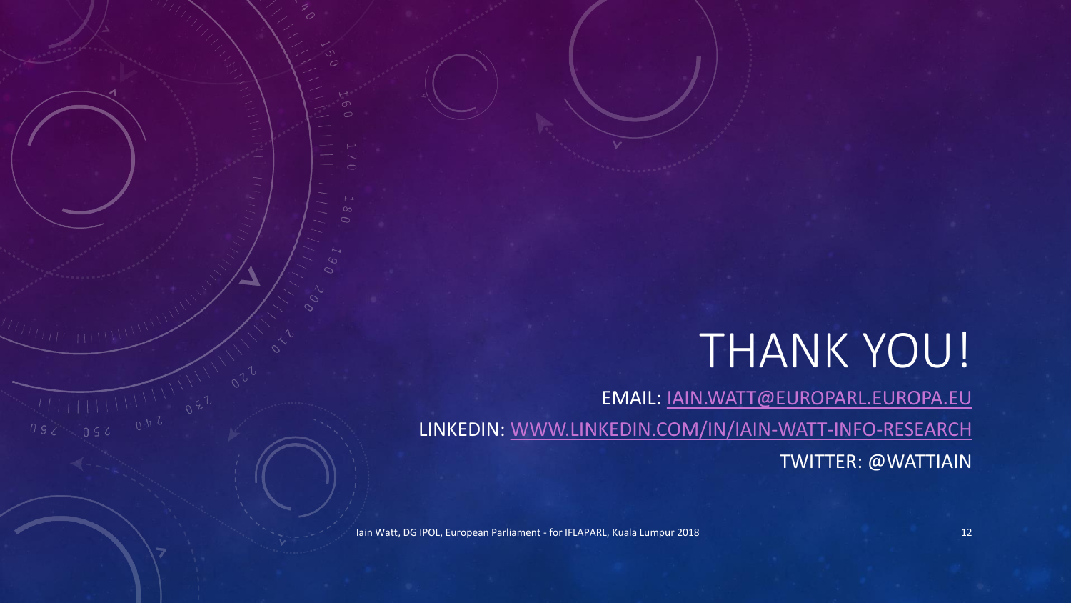# THANK YOU!

EMAIL: IAIN.WATT@EUROPARL.EUROPA.EU

LINKEDIN: WWW.LINKEDIN.COM/IN/IAIN-WATT-INFO-RESEARCH

TWITTER: @WATTIAIN